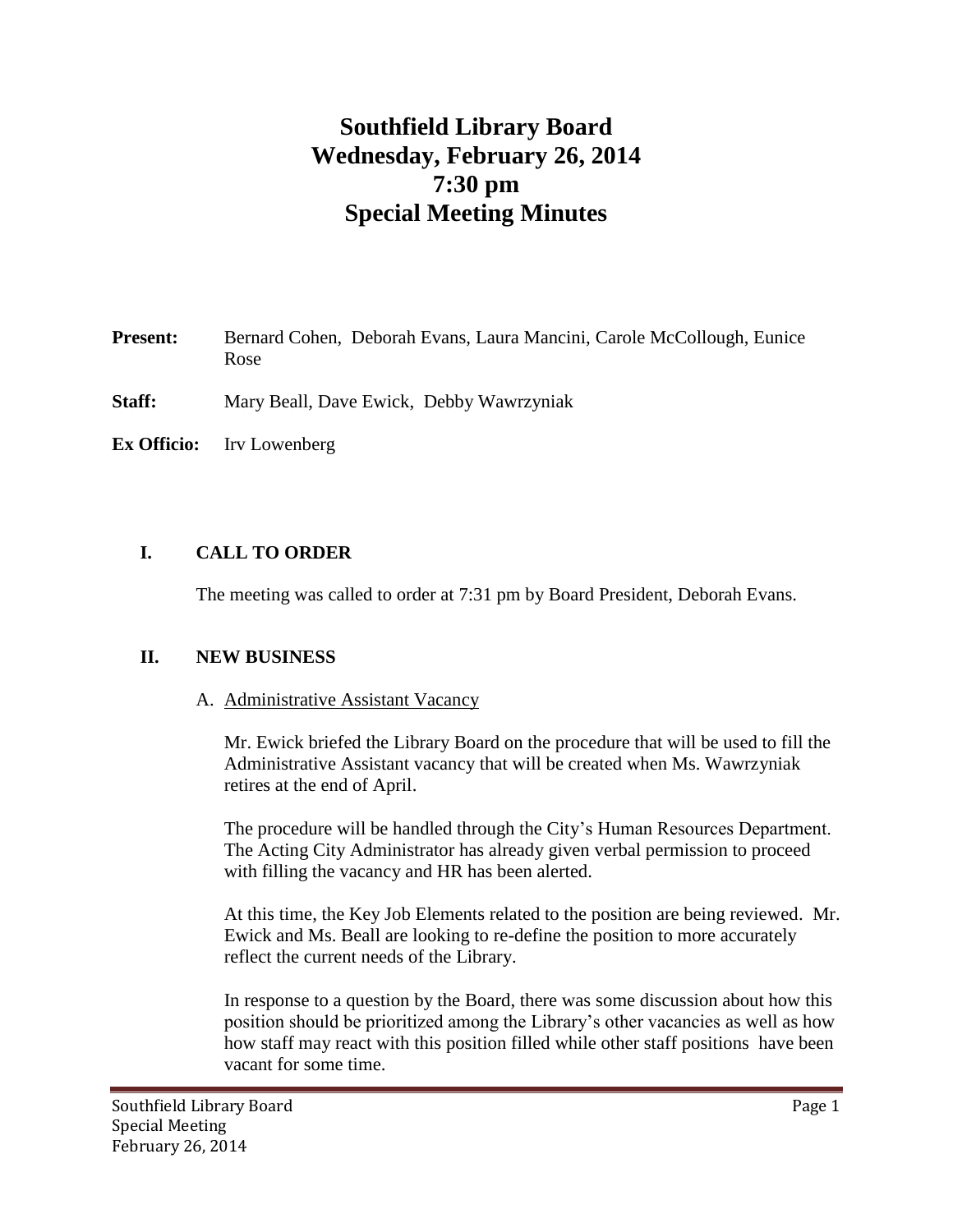# Southfield Library Board
# Wednesday, February 26, 2014
# 7:30 pm
# Special Meeting Minutes

**Present:** Bernard Cohen, Deborah Evans, Laura Mancini, Carole McCollough, Eunice Rose

**Staff:** Mary Beall, Dave Ewick, Debby Wawrzyniak

**Ex Officio:** Irv Lowenberg

## I. CALL TO ORDER

The meeting was called to order at 7:31 pm by Board President, Deborah Evans.

## II. NEW BUSINESS

A. Administrative Assistant Vacancy

Mr. Ewick briefed the Library Board on the procedure that will be used to fill the Administrative Assistant vacancy that will be created when Ms. Wawrzyniak retires at the end of April.

The procedure will be handled through the City's Human Resources Department. The Acting City Administrator has already given verbal permission to proceed with filling the vacancy and HR has been alerted.

At this time, the Key Job Elements related to the position are being reviewed. Mr. Ewick and Ms. Beall are looking to re-define the position to more accurately reflect the current needs of the Library.

In response to a question by the Board, there was some discussion about how this position should be prioritized among the Library's other vacancies as well as how how staff may react with this position filled while other staff positions have been vacant for some time.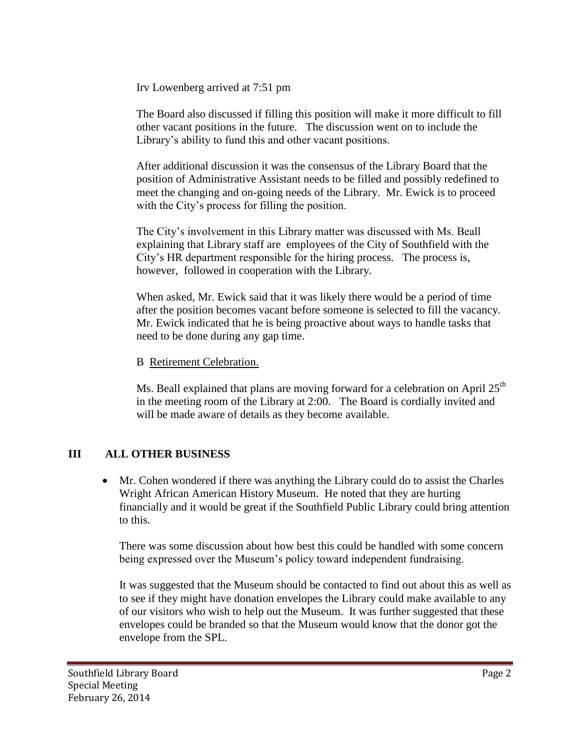Irv Lowenberg arrived at 7:51 pm

The Board also discussed if filling this position will make it more difficult to fill other vacant positions in the future. The discussion went on to include the Library's ability to fund this and other vacant positions.

After additional discussion it was the consensus of the Library Board that the position of Administrative Assistant needs to be filled and possibly redefined to meet the changing and on-going needs of the Library. Mr. Ewick is to proceed with the City's process for filling the position.

The City's involvement in this Library matter was discussed with Ms. Beall explaining that Library staff are employees of the City of Southfield with the City's HR department responsible for the hiring process. The process is, however, followed in cooperation with the Library.

When asked, Mr. Ewick said that it was likely there would be a period of time after the position becomes vacant before someone is selected to fill the vacancy. Mr. Ewick indicated that he is being proactive about ways to handle tasks that need to be done during any gap time.

B <u>Retirement Celebration.</u>

Ms. Beall explained that plans are moving forward for a celebration on April 25th in the meeting room of the Library at 2:00. The Board is cordially invited and will be made aware of details as they become available.

## III ALL OTHER BUSINESS

- Mr. Cohen wondered if there was anything the Library could do to assist the Charles Wright African American History Museum. He noted that they are hurting financially and it would be great if the Southfield Public Library could bring attention to this.

  There was some discussion about how best this could be handled with some concern being expressed over the Museum's policy toward independent fundraising.

  It was suggested that the Museum should be contacted to find out about this as well as to see if they might have donation envelopes the Library could make available to any of our visitors who wish to help out the Museum. It was further suggested that these envelopes could be branded so that the Museum would know that the donor got the envelope from the SPL.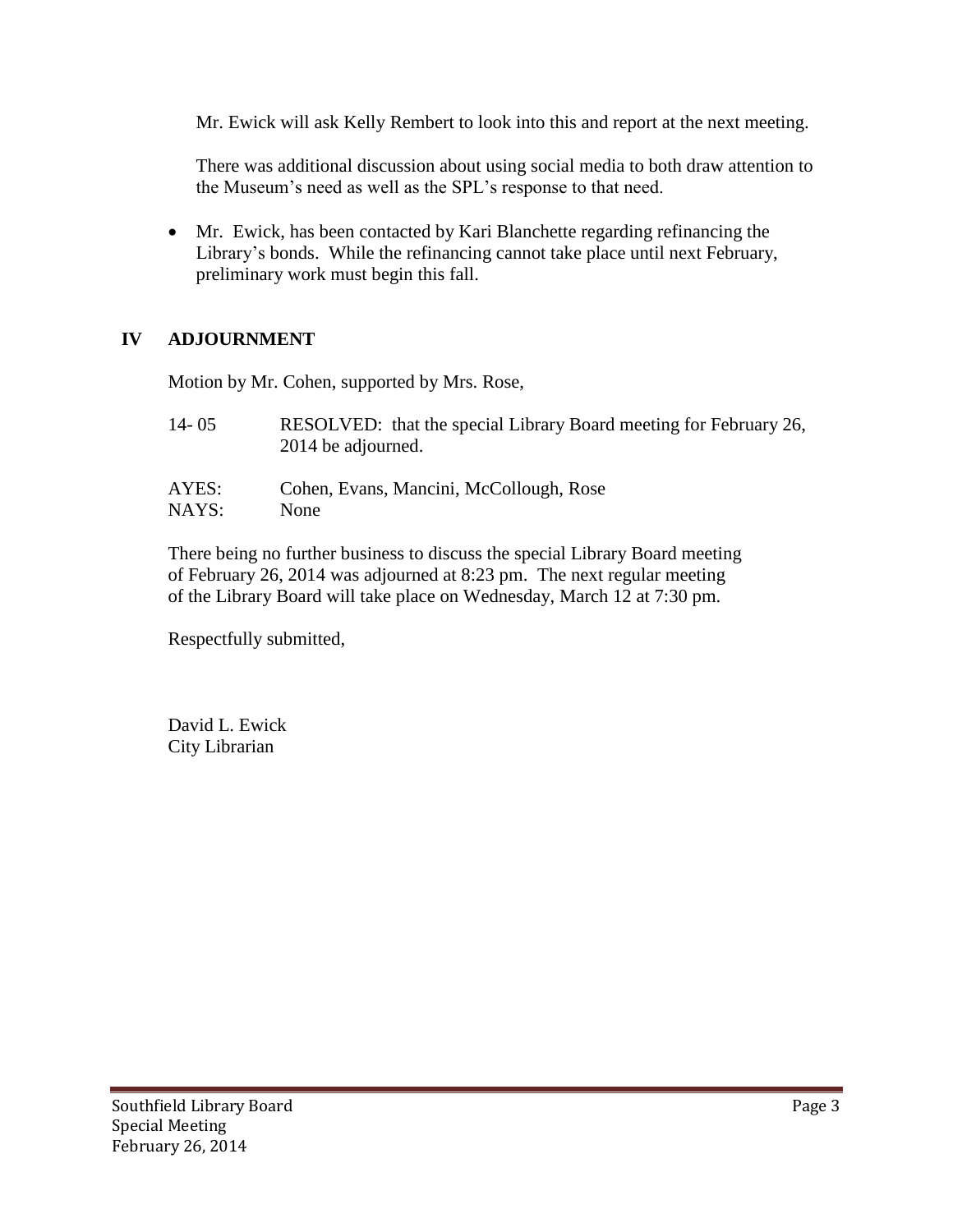Mr. Ewick will ask Kelly Rembert to look into this and report at the next meeting.

There was additional discussion about using social media to both draw attention to the Museum's need as well as the SPL's response to that need.

- Mr. Ewick, has been contacted by Kari Blanchette regarding refinancing the Library's bonds. While the refinancing cannot take place until next February, preliminary work must begin this fall.

## IV ADJOURNMENT

Motion by Mr. Cohen, supported by Mrs. Rose,

14- 05 RESOLVED: that the special Library Board meeting for February 26, 2014 be adjourned.

AYES: Cohen, Evans, Mancini, McCollough, Rose
NAYS: None

There being no further business to discuss the special Library Board meeting of February 26, 2014 was adjourned at 8:23 pm. The next regular meeting of the Library Board will take place on Wednesday, March 12 at 7:30 pm.

Respectfully submitted,

David L. Ewick
City Librarian